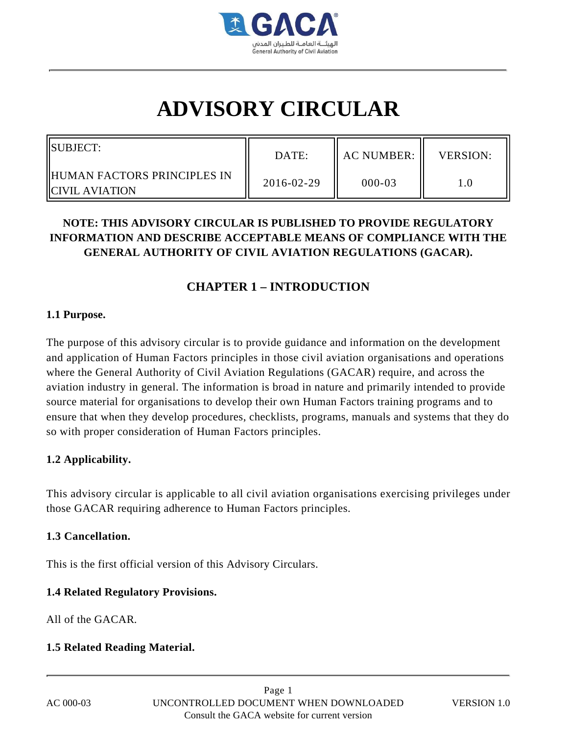# ADVISORY CIRCULAR

| SUBJECT: HUMAN FACTORS PRINCIPLES IN CIVIL AVIATION | DATE: | AC NUMBER: | VERSION: |
|---|---|---|---|
| | 2016-02-29 | 000-03 | 1.0 |

**NOTE: THIS ADVISORY CIRCULAR IS PUBLISHED TO PROVIDE REGULATORY INFORMATION AND DESCRIBE ACCEPTABLE MEANS OF COMPLIANCE WITH THE GENERAL AUTHORITY OF CIVIL AVIATION REGULATIONS (GACAR).**

## CHAPTER 1 – INTRODUCTION

### 1.1 Purpose.

The purpose of this advisory circular is to provide guidance and information on the development and application of Human Factors principles in those civil aviation organisations and operations where the General Authority of Civil Aviation Regulations (GACAR) require, and across the aviation industry in general. The information is broad in nature and primarily intended to provide source material for organisations to develop their own Human Factors training programs and to ensure that when they develop procedures, checklists, programs, manuals and systems that they do so with proper consideration of Human Factors principles.

### 1.2 Applicability.

This advisory circular is applicable to all civil aviation organisations exercising privileges under those GACAR requiring adherence to Human Factors principles.

### 1.3 Cancellation.

This is the first official version of this Advisory Circulars.

### 1.4 Related Regulatory Provisions.

All of the GACAR.

### 1.5 Related Reading Material.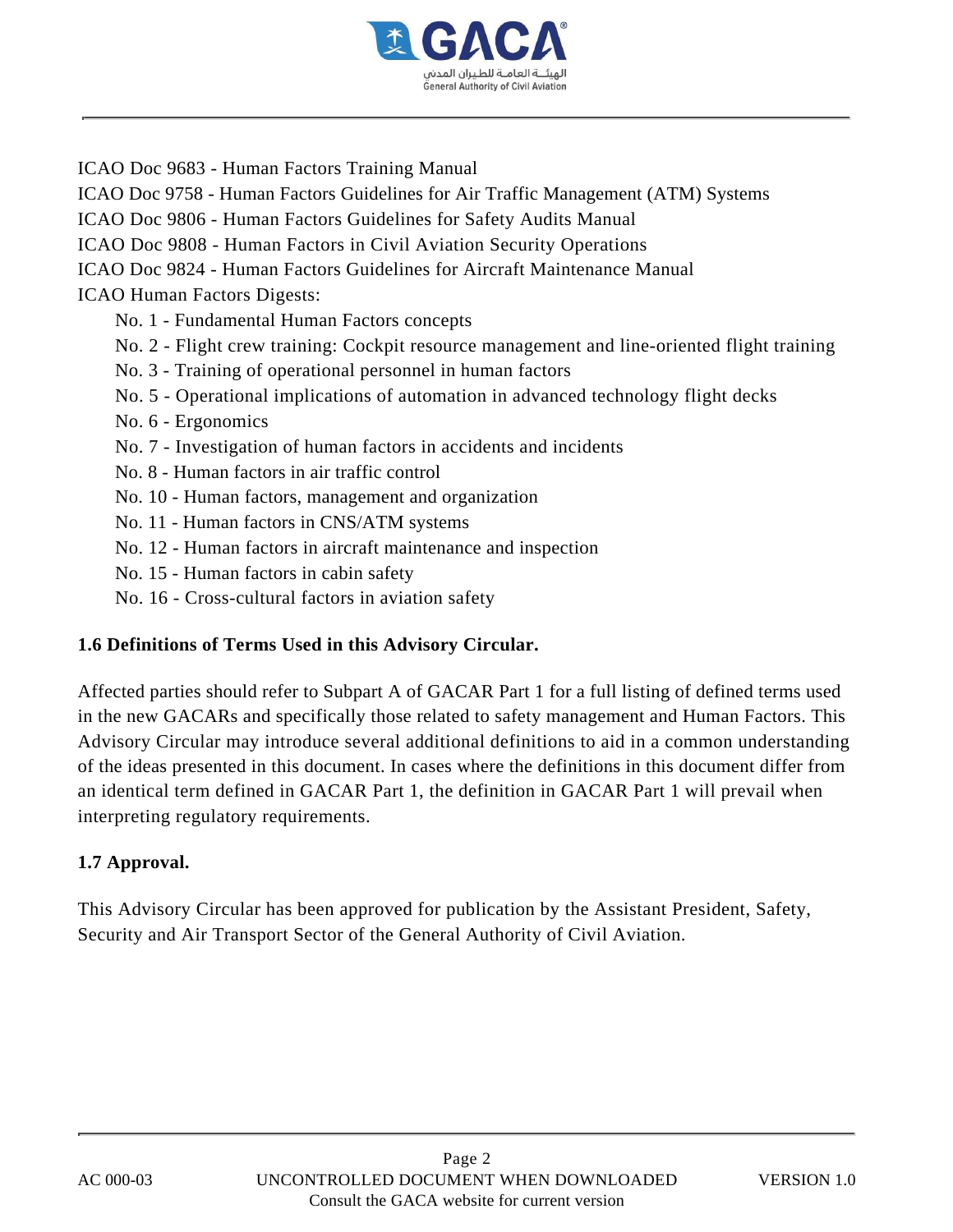ICAO Doc 9683 - Human Factors Training Manual
ICAO Doc 9758 - Human Factors Guidelines for Air Traffic Management (ATM) Systems
ICAO Doc 9806 - Human Factors Guidelines for Safety Audits Manual
ICAO Doc 9808 - Human Factors in Civil Aviation Security Operations
ICAO Doc 9824 - Human Factors Guidelines for Aircraft Maintenance Manual
ICAO Human Factors Digests:

- No. 1 - Fundamental Human Factors concepts
- No. 2 - Flight crew training: Cockpit resource management and line-oriented flight training
- No. 3 - Training of operational personnel in human factors
- No. 5 - Operational implications of automation in advanced technology flight decks
- No. 6 - Ergonomics
- No. 7 - Investigation of human factors in accidents and incidents
- No. 8 - Human factors in air traffic control
- No. 10 - Human factors, management and organization
- No. 11 - Human factors in CNS/ATM systems
- No. 12 - Human factors in aircraft maintenance and inspection
- No. 15 - Human factors in cabin safety
- No. 16 - Cross-cultural factors in aviation safety

**1.6 Definitions of Terms Used in this Advisory Circular.**

Affected parties should refer to Subpart A of GACAR Part 1 for a full listing of defined terms used in the new GACARs and specifically those related to safety management and Human Factors. This Advisory Circular may introduce several additional definitions to aid in a common understanding of the ideas presented in this document. In cases where the definitions in this document differ from an identical term defined in GACAR Part 1, the definition in GACAR Part 1 will prevail when interpreting regulatory requirements.

**1.7 Approval.**

This Advisory Circular has been approved for publication by the Assistant President, Safety, Security and Air Transport Sector of the General Authority of Civil Aviation.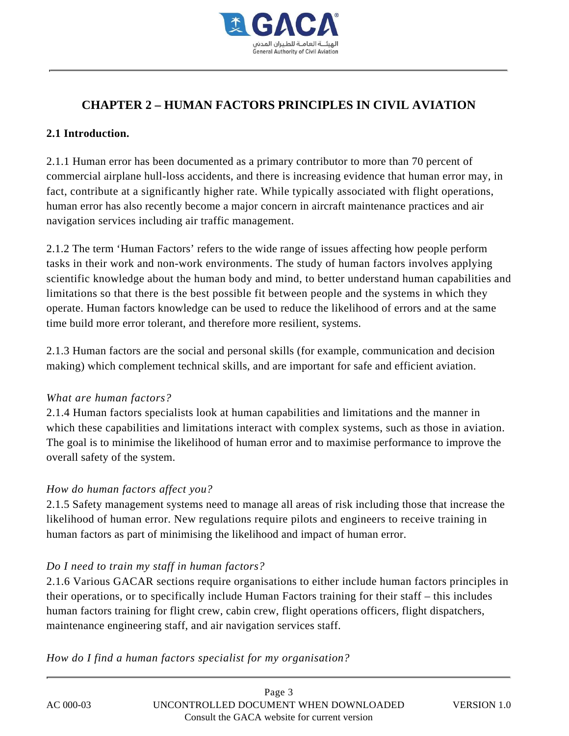# CHAPTER 2 – HUMAN FACTORS PRINCIPLES IN CIVIL AVIATION

## 2.1 Introduction.

2.1.1 Human error has been documented as a primary contributor to more than 70 percent of commercial airplane hull-loss accidents, and there is increasing evidence that human error may, in fact, contribute at a significantly higher rate. While typically associated with flight operations, human error has also recently become a major concern in aircraft maintenance practices and air navigation services including air traffic management.

2.1.2 The term 'Human Factors' refers to the wide range of issues affecting how people perform tasks in their work and non-work environments. The study of human factors involves applying scientific knowledge about the human body and mind, to better understand human capabilities and limitations so that there is the best possible fit between people and the systems in which they operate. Human factors knowledge can be used to reduce the likelihood of errors and at the same time build more error tolerant, and therefore more resilient, systems.

2.1.3 Human factors are the social and personal skills (for example, communication and decision making) which complement technical skills, and are important for safe and efficient aviation.

*What are human factors?*

2.1.4 Human factors specialists look at human capabilities and limitations and the manner in which these capabilities and limitations interact with complex systems, such as those in aviation. The goal is to minimise the likelihood of human error and to maximise performance to improve the overall safety of the system.

*How do human factors affect you?*

2.1.5 Safety management systems need to manage all areas of risk including those that increase the likelihood of human error. New regulations require pilots and engineers to receive training in human factors as part of minimising the likelihood and impact of human error.

*Do I need to train my staff in human factors?*

2.1.6 Various GACAR sections require organisations to either include human factors principles in their operations, or to specifically include Human Factors training for their staff – this includes human factors training for flight crew, cabin crew, flight operations officers, flight dispatchers, maintenance engineering staff, and air navigation services staff.

*How do I find a human factors specialist for my organisation?*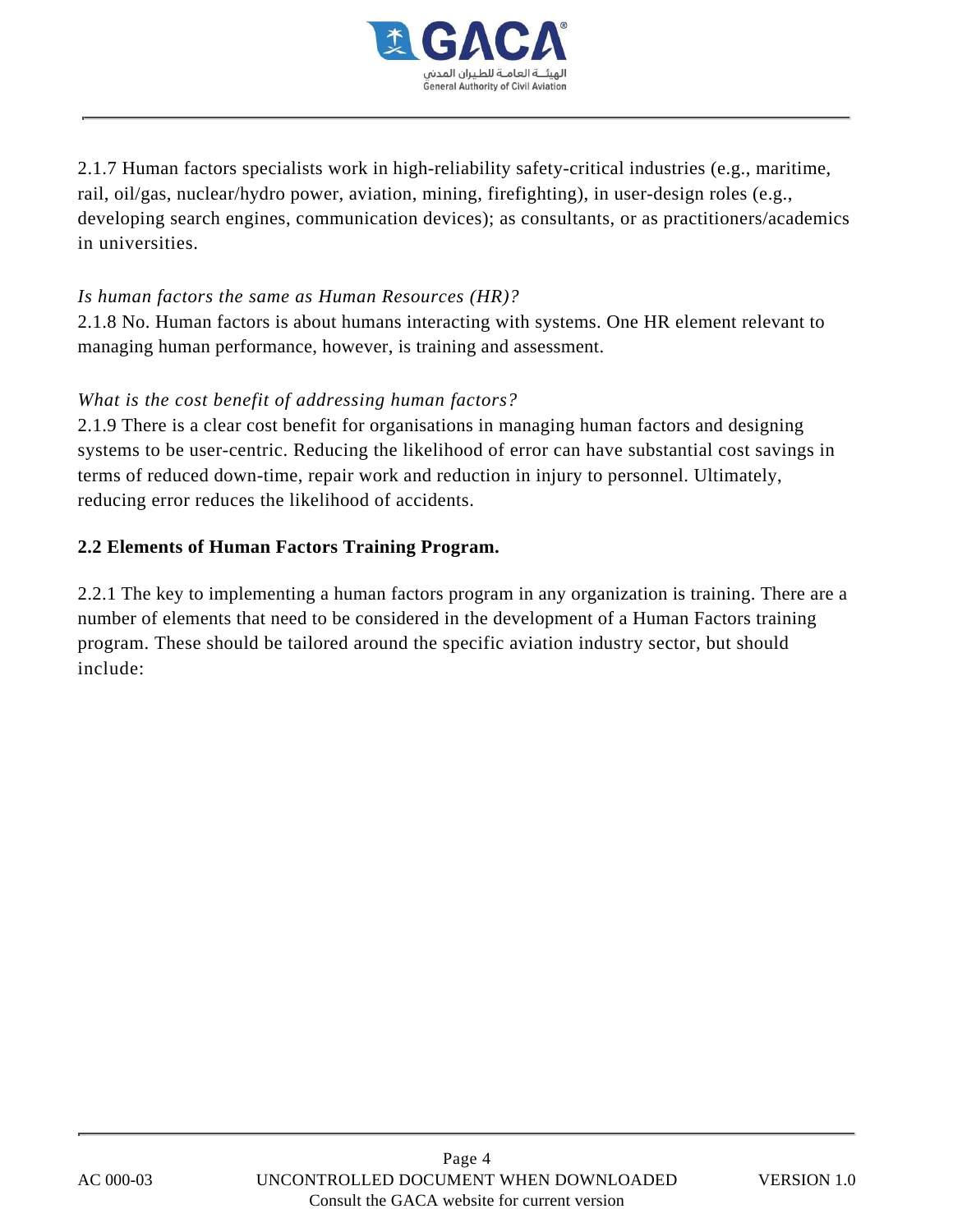2.1.7 Human factors specialists work in high-reliability safety-critical industries (e.g., maritime, rail, oil/gas, nuclear/hydro power, aviation, mining, firefighting), in user-design roles (e.g., developing search engines, communication devices); as consultants, or as practitioners/academics in universities.

*Is human factors the same as Human Resources (HR)?*

2.1.8 No. Human factors is about humans interacting with systems. One HR element relevant to managing human performance, however, is training and assessment.

*What is the cost benefit of addressing human factors?*

2.1.9 There is a clear cost benefit for organisations in managing human factors and designing systems to be user-centric. Reducing the likelihood of error can have substantial cost savings in terms of reduced down-time, repair work and reduction in injury to personnel. Ultimately, reducing error reduces the likelihood of accidents.

## 2.2 Elements of Human Factors Training Program.

2.2.1 The key to implementing a human factors program in any organization is training. There are a number of elements that need to be considered in the development of a Human Factors training program. These should be tailored around the specific aviation industry sector, but should include: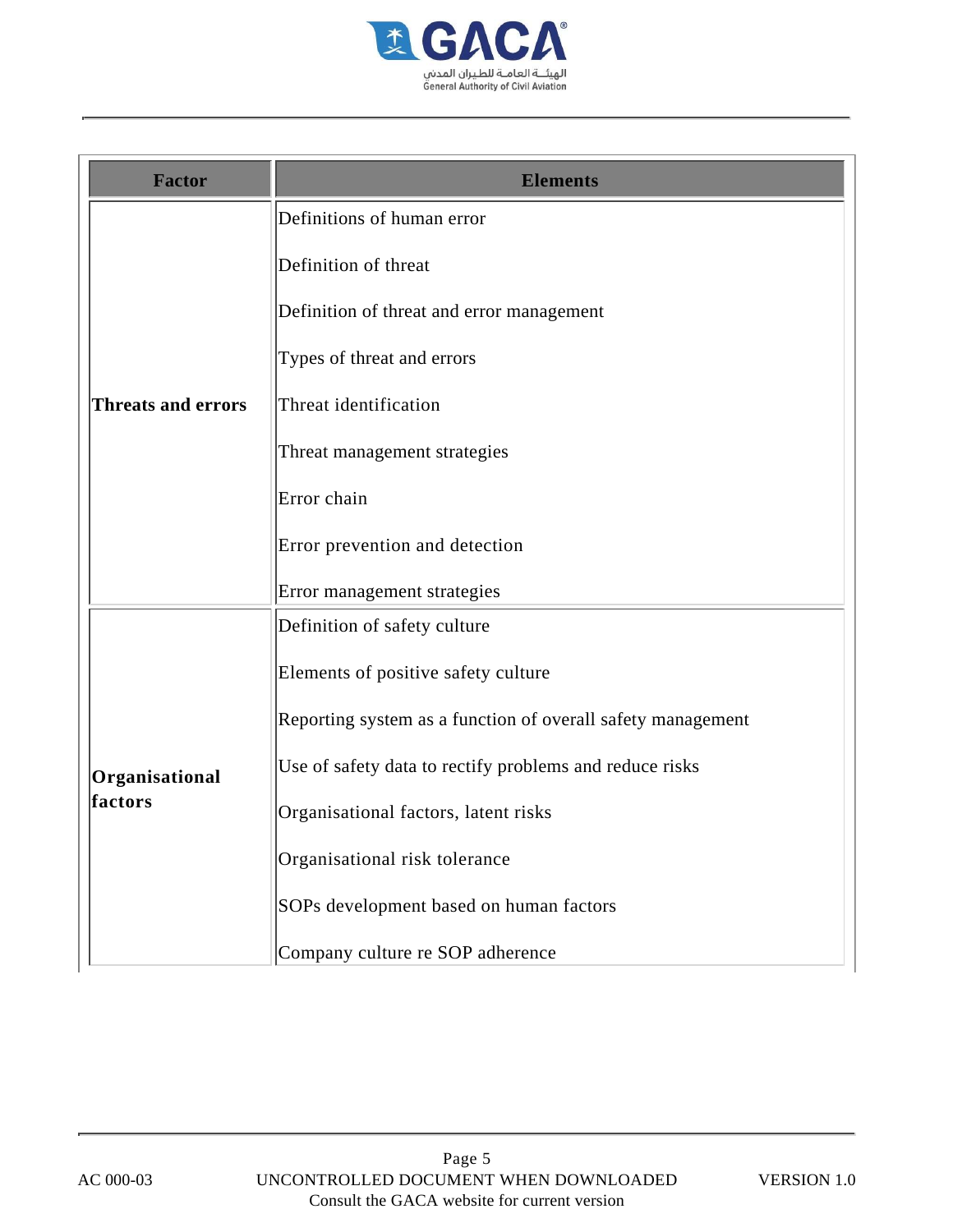| Factor | Elements |
|---|---|
| **Threats and errors** | Definitions of human error<br><br>Definition of threat<br><br>Definition of threat and error management<br><br>Types of threat and errors<br><br>Threat identification<br><br>Threat management strategies<br><br>Error chain<br><br>Error prevention and detection<br><br>Error management strategies |
| **Organisational factors** | Definition of safety culture<br><br>Elements of positive safety culture<br><br>Reporting system as a function of overall safety management<br><br>Use of safety data to rectify problems and reduce risks<br><br>Organisational factors, latent risks<br><br>Organisational risk tolerance<br><br>SOPs development based on human factors<br><br>Company culture re SOP adherence |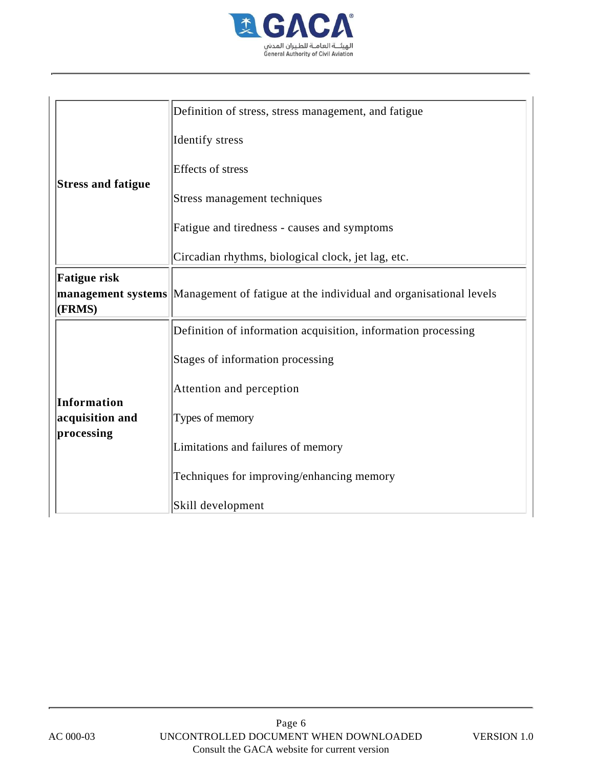| | |
|---|---|
| **Stress and fatigue** | Definition of stress, stress management, and fatigue<br><br>Identify stress<br><br>Effects of stress<br><br>Stress management techniques<br><br>Fatigue and tiredness - causes and symptoms<br><br>Circadian rhythms, biological clock, jet lag, etc. |
| **Fatigue risk management systems (FRMS)** | Management of fatigue at the individual and organisational levels |
| **Information acquisition and processing** | Definition of information acquisition, information processing<br><br>Stages of information processing<br><br>Attention and perception<br><br>Types of memory<br><br>Limitations and failures of memory<br><br>Techniques for improving/enhancing memory<br><br>Skill development |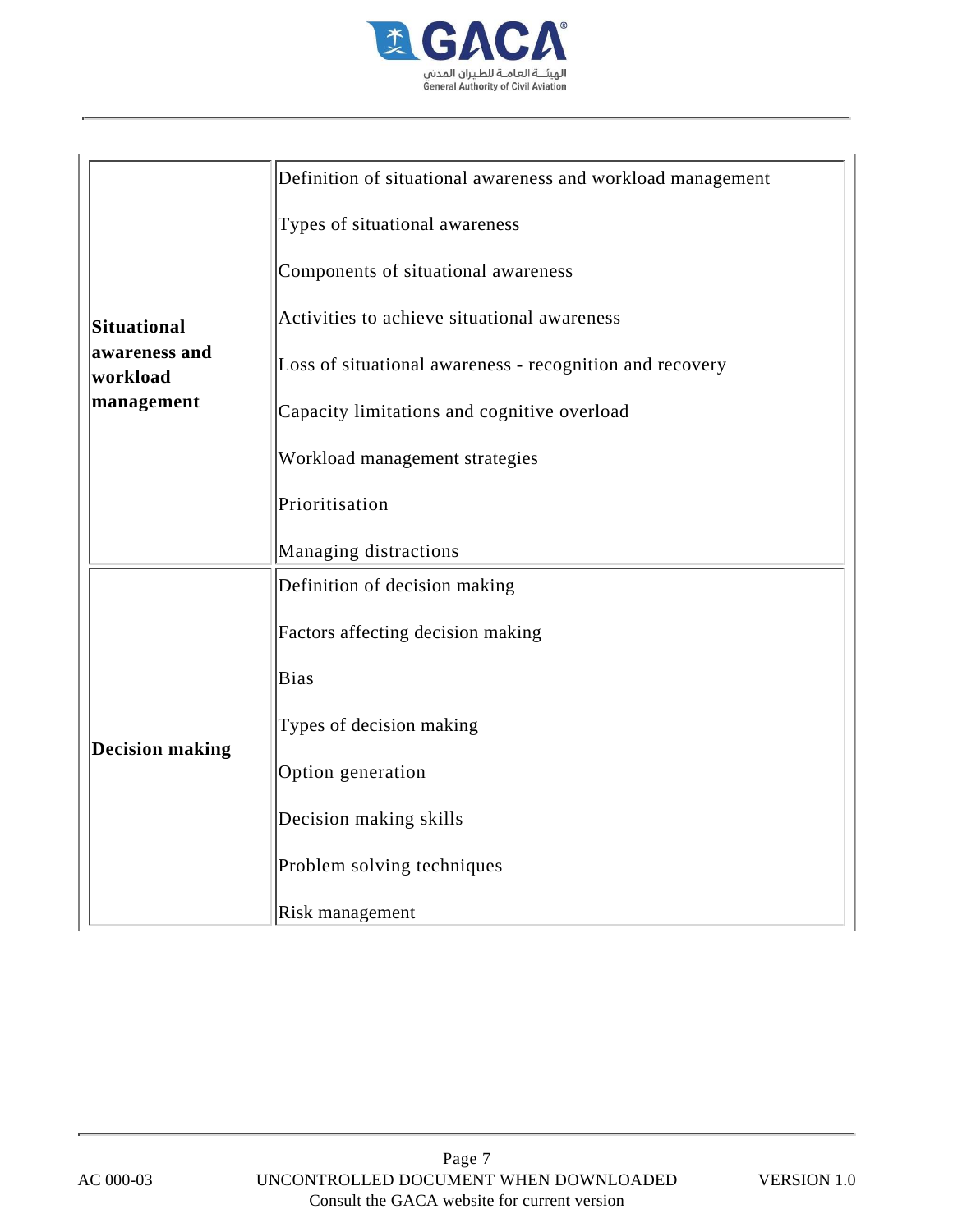| | |
|---|---|
| **Situational awareness and workload management** | Definition of situational awareness and workload management<br><br>Types of situational awareness<br><br>Components of situational awareness<br><br>Activities to achieve situational awareness<br><br>Loss of situational awareness - recognition and recovery<br><br>Capacity limitations and cognitive overload<br><br>Workload management strategies<br><br>Prioritisation<br><br>Managing distractions |
| **Decision making** | Definition of decision making<br><br>Factors affecting decision making<br><br>Bias<br><br>Types of decision making<br><br>Option generation<br><br>Decision making skills<br><br>Problem solving techniques<br><br>Risk management |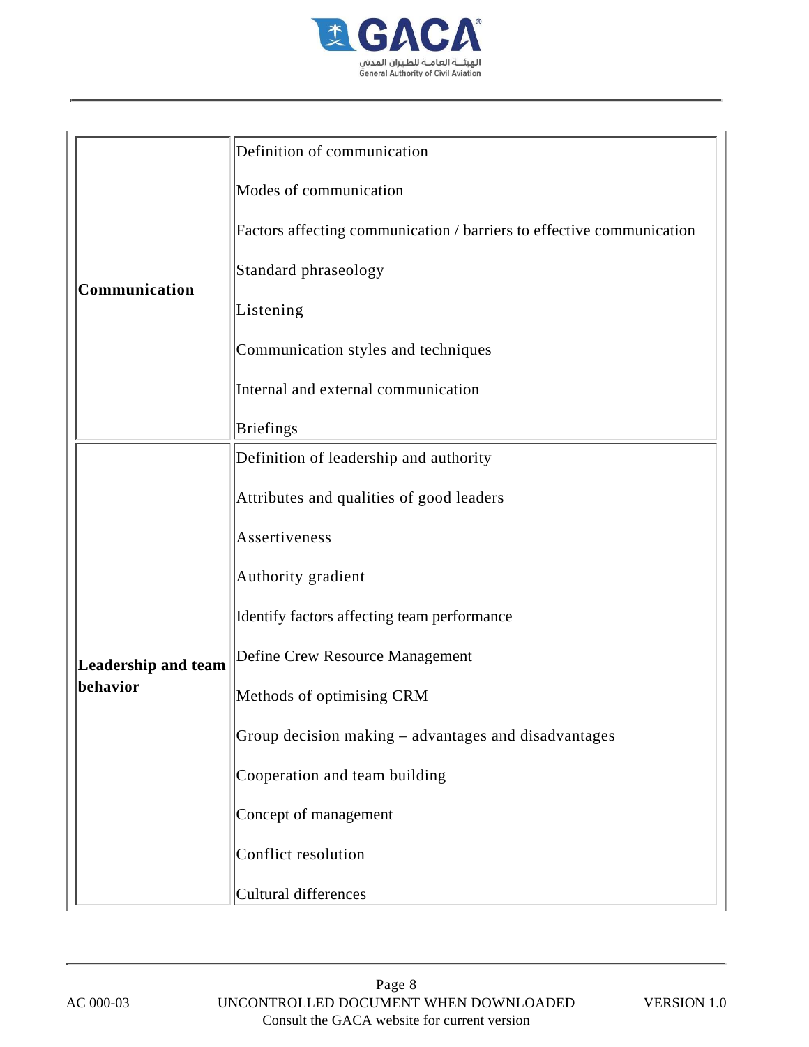| | |
|---|---|
| **Communication** | Definition of communication<br><br>Modes of communication<br><br>Factors affecting communication / barriers to effective communication<br><br>Standard phraseology<br><br>Listening<br><br>Communication styles and techniques<br><br>Internal and external communication<br><br>Briefings |
| **Leadership and team behavior** | Definition of leadership and authority<br><br>Attributes and qualities of good leaders<br><br>Assertiveness<br><br>Authority gradient<br><br>Identify factors affecting team performance<br><br>Define Crew Resource Management<br><br>Methods of optimising CRM<br><br>Group decision making – advantages and disadvantages<br><br>Cooperation and team building<br><br>Concept of management<br><br>Conflict resolution<br><br>Cultural differences |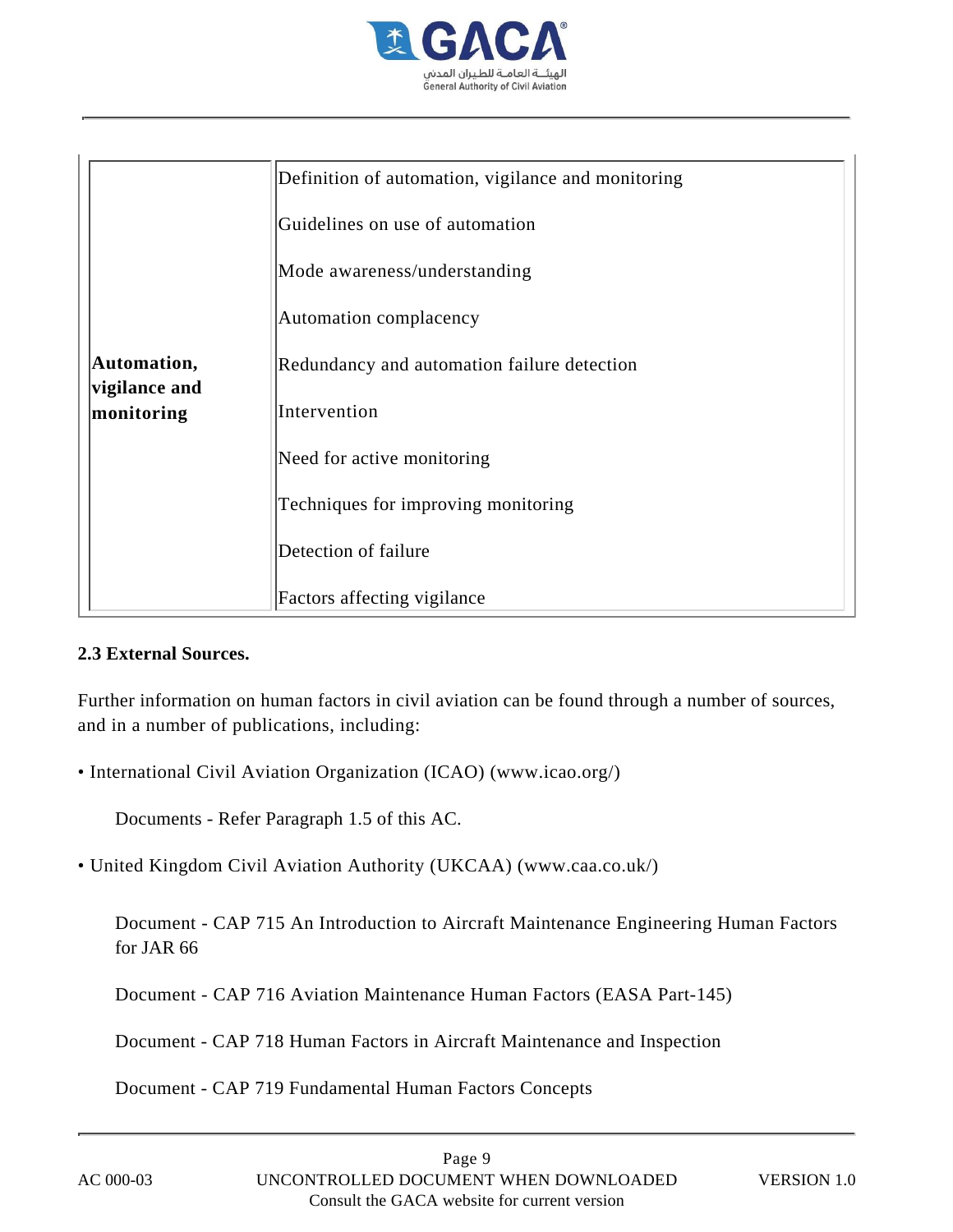| | |
|---|---|
| Automation, vigilance and monitoring | Definition of automation, vigilance and monitoring<br><br>Guidelines on use of automation<br><br>Mode awareness/understanding<br><br>Automation complacency<br><br>Redundancy and automation failure detection<br><br>Intervention<br><br>Need for active monitoring<br><br>Techniques for improving monitoring<br><br>Detection of failure<br><br>Factors affecting vigilance |

**2.3 External Sources.**

Further information on human factors in civil aviation can be found through a number of sources, and in a number of publications, including:

• International Civil Aviation Organization (ICAO) (www.icao.org/)

Documents - Refer Paragraph 1.5 of this AC.

• United Kingdom Civil Aviation Authority (UKCAA) (www.caa.co.uk/)

Document - CAP 715 An Introduction to Aircraft Maintenance Engineering Human Factors for JAR 66

Document - CAP 716 Aviation Maintenance Human Factors (EASA Part-145)

Document - CAP 718 Human Factors in Aircraft Maintenance and Inspection

Document - CAP 719 Fundamental Human Factors Concepts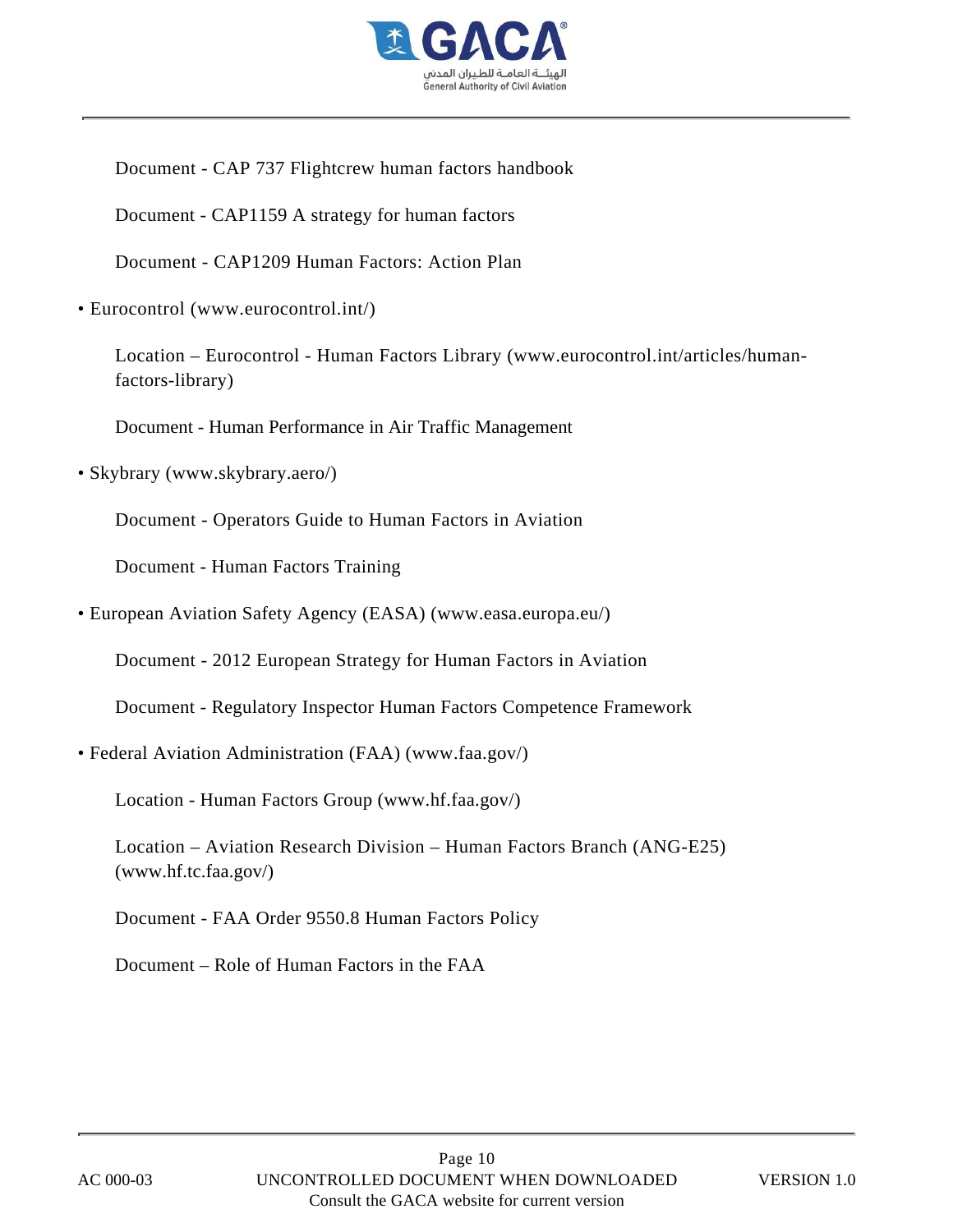Document - CAP 737 Flightcrew human factors handbook

Document - CAP1159 A strategy for human factors

Document - CAP1209 Human Factors: Action Plan

- Eurocontrol (www.eurocontrol.int/)

    Location – Eurocontrol - Human Factors Library (www.eurocontrol.int/articles/human-factors-library)

    Document - Human Performance in Air Traffic Management

- Skybrary (www.skybrary.aero/)

    Document - Operators Guide to Human Factors in Aviation

    Document - Human Factors Training

- European Aviation Safety Agency (EASA) (www.easa.europa.eu/)

    Document - 2012 European Strategy for Human Factors in Aviation

    Document - Regulatory Inspector Human Factors Competence Framework

- Federal Aviation Administration (FAA) (www.faa.gov/)

    Location - Human Factors Group (www.hf.faa.gov/)

    Location – Aviation Research Division – Human Factors Branch (ANG-E25) (www.hf.tc.faa.gov/)

    Document - FAA Order 9550.8 Human Factors Policy

    Document – Role of Human Factors in the FAA